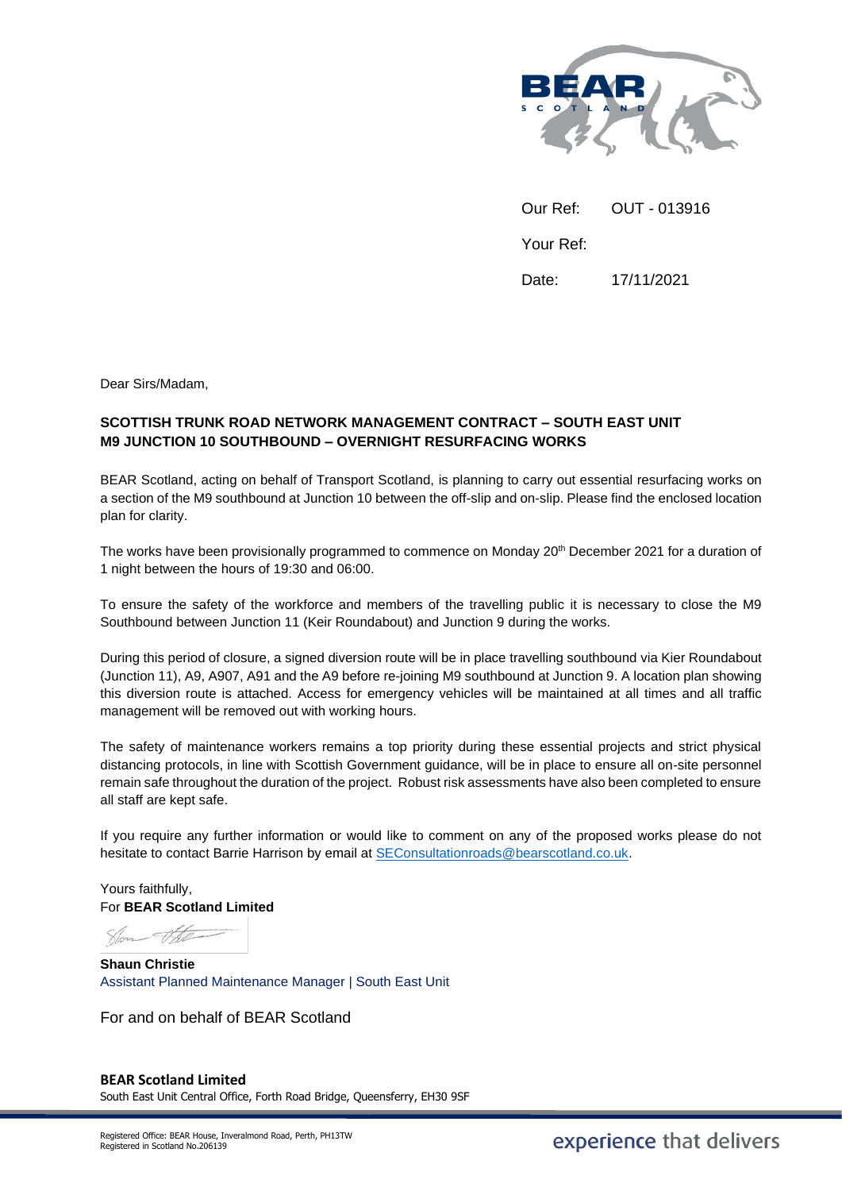Our Ref: OUT - 013916

Your Ref:

Date: 17/11/2021

Dear Sirs/Madam,

**SCOTTISH TRUNK ROAD NETWORK MANAGEMENT CONTRACT – SOUTH EAST UNIT**
**M9 JUNCTION 10 SOUTHBOUND – OVERNIGHT RESURFACING WORKS**

BEAR Scotland, acting on behalf of Transport Scotland, is planning to carry out essential resurfacing works on a section of the M9 southbound at Junction 10 between the off-slip and on-slip. Please find the enclosed location plan for clarity.

The works have been provisionally programmed to commence on Monday 20th December 2021 for a duration of 1 night between the hours of 19:30 and 06:00.

To ensure the safety of the workforce and members of the travelling public it is necessary to close the M9 Southbound between Junction 11 (Keir Roundabout) and Junction 9 during the works.

During this period of closure, a signed diversion route will be in place travelling southbound via Kier Roundabout (Junction 11), A9, A907, A91 and the A9 before re-joining M9 southbound at Junction 9. A location plan showing this diversion route is attached. Access for emergency vehicles will be maintained at all times and all traffic management will be removed out with working hours.

The safety of maintenance workers remains a top priority during these essential projects and strict physical distancing protocols, in line with Scottish Government guidance, will be in place to ensure all on-site personnel remain safe throughout the duration of the project. Robust risk assessments have also been completed to ensure all staff are kept safe.

If you require any further information or would like to comment on any of the proposed works please do not hesitate to contact Barrie Harrison by email at SEConsultationroads@bearscotland.co.uk.

Yours faithfully,
For **BEAR Scotland Limited**

**Shaun Christie**
Assistant Planned Maintenance Manager | South East Unit

For and on behalf of BEAR Scotland

**BEAR Scotland Limited**
South East Unit Central Office, Forth Road Bridge, Queensferry, EH30 9SF

Registered Office: BEAR House, Inveralmond Road, Perth, PH13TW
Registered in Scotland No.206139

experience that delivers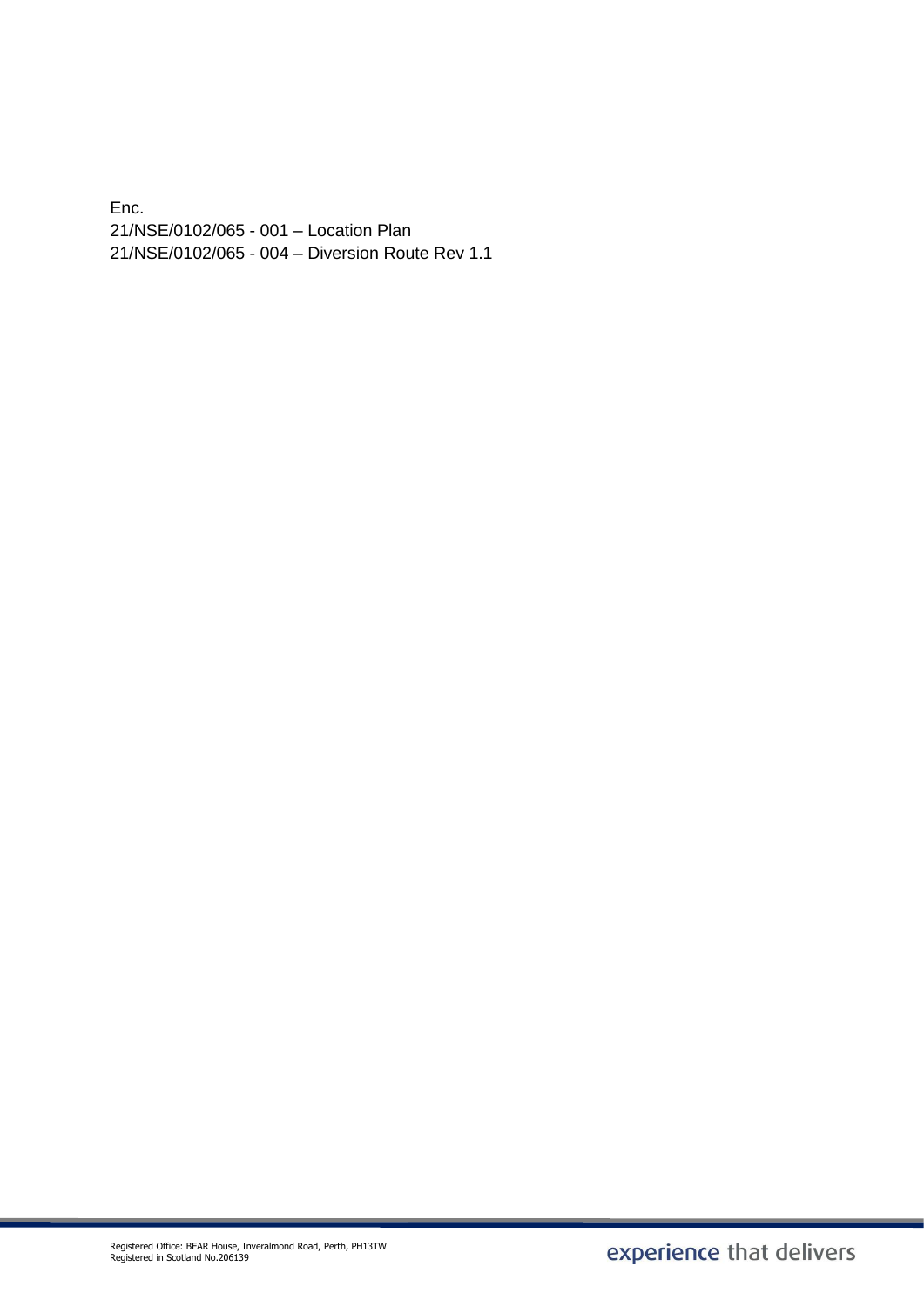Enc.
21/NSE/0102/065 - 001 – Location Plan
21/NSE/0102/065 - 004 – Diversion Route Rev 1.1